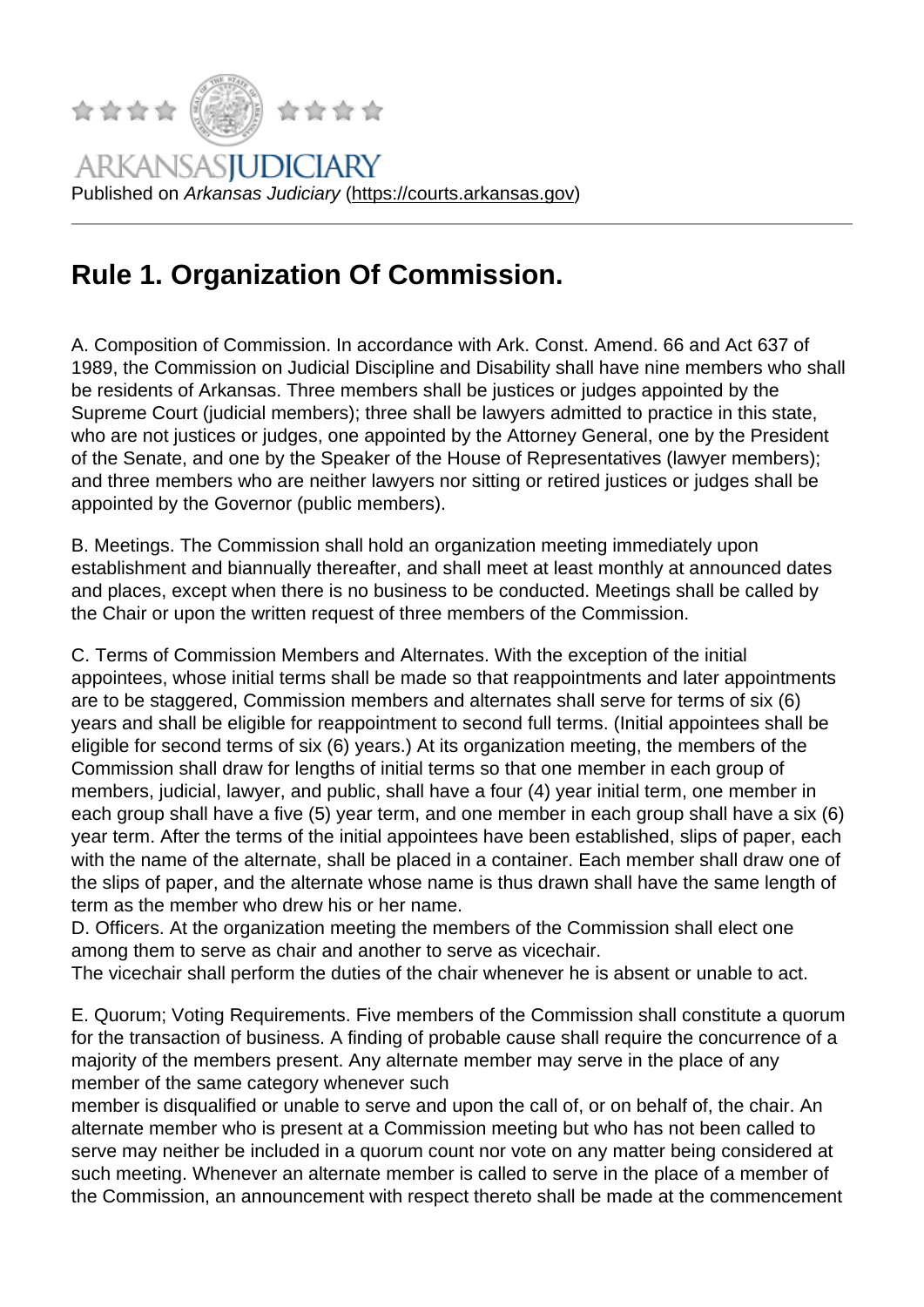ARKANSASJUDICIARY

Published on *Arkansas Judiciary* (https://courts.arkansas.gov)

# Rule 1. Organization Of Commission.

A. Composition of Commission. In accordance with Ark. Const. Amend. 66 and Act 637 of 1989, the Commission on Judicial Discipline and Disability shall have nine members who shall be residents of Arkansas. Three members shall be justices or judges appointed by the Supreme Court (judicial members); three shall be lawyers admitted to practice in this state, who are not justices or judges, one appointed by the Attorney General, one by the President of the Senate, and one by the Speaker of the House of Representatives (lawyer members); and three members who are neither lawyers nor sitting or retired justices or judges shall be appointed by the Governor (public members).

B. Meetings. The Commission shall hold an organization meeting immediately upon establishment and biannually thereafter, and shall meet at least monthly at announced dates and places, except when there is no business to be conducted. Meetings shall be called by the Chair or upon the written request of three members of the Commission.

C. Terms of Commission Members and Alternates. With the exception of the initial appointees, whose initial terms shall be made so that reappointments and later appointments are to be staggered, Commission members and alternates shall serve for terms of six (6) years and shall be eligible for reappointment to second full terms. (Initial appointees shall be eligible for second terms of six (6) years.) At its organization meeting, the members of the Commission shall draw for lengths of initial terms so that one member in each group of members, judicial, lawyer, and public, shall have a four (4) year initial term, one member in each group shall have a five (5) year term, and one member in each group shall have a six (6) year term. After the terms of the initial appointees have been established, slips of paper, each with the name of the alternate, shall be placed in a container. Each member shall draw one of the slips of paper, and the alternate whose name is thus drawn shall have the same length of term as the member who drew his or her name.

D. Officers. At the organization meeting the members of the Commission shall elect one among them to serve as chair and another to serve as vicechair.

The vicechair shall perform the duties of the chair whenever he is absent or unable to act.

E. Quorum; Voting Requirements. Five members of the Commission shall constitute a quorum for the transaction of business. A finding of probable cause shall require the concurrence of a majority of the members present. Any alternate member may serve in the place of any member of the same category whenever such member is disqualified or unable to serve and upon the call of, or on behalf of, the chair. An alternate member who is present at a Commission meeting but who has not been called to serve may neither be included in a quorum count nor vote on any matter being considered at such meeting. Whenever an alternate member is called to serve in the place of a member of the Commission, an announcement with respect thereto shall be made at the commencement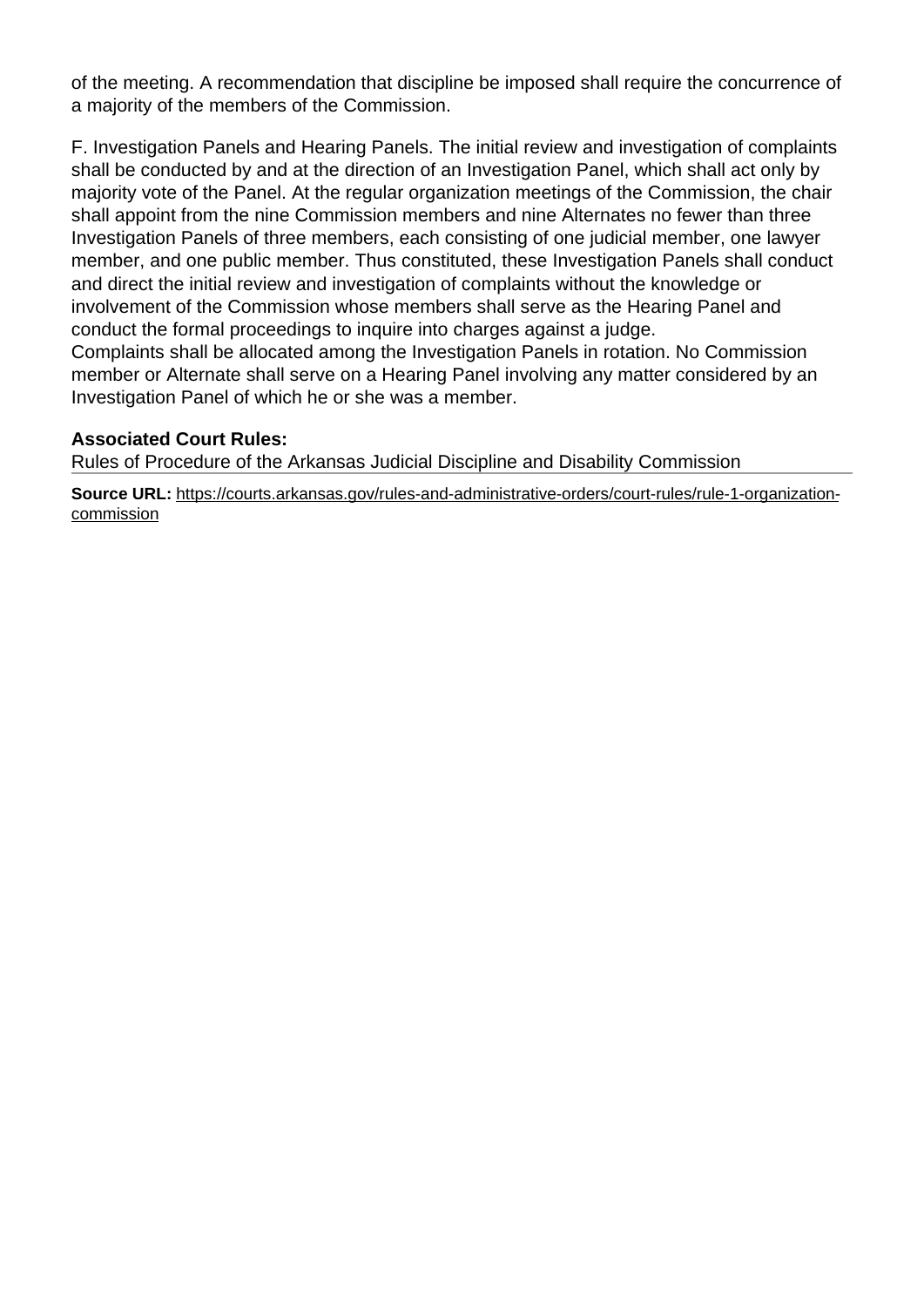of the meeting. A recommendation that discipline be imposed shall require the concurrence of a majority of the members of the Commission.

F. Investigation Panels and Hearing Panels. The initial review and investigation of complaints shall be conducted by and at the direction of an Investigation Panel, which shall act only by majority vote of the Panel. At the regular organization meetings of the Commission, the chair shall appoint from the nine Commission members and nine Alternates no fewer than three Investigation Panels of three members, each consisting of one judicial member, one lawyer member, and one public member. Thus constituted, these Investigation Panels shall conduct and direct the initial review and investigation of complaints without the knowledge or involvement of the Commission whose members shall serve as the Hearing Panel and conduct the formal proceedings to inquire into charges against a judge.
Complaints shall be allocated among the Investigation Panels in rotation. No Commission member or Alternate shall serve on a Hearing Panel involving any matter considered by an Investigation Panel of which he or she was a member.

**Associated Court Rules:**
Rules of Procedure of the Arkansas Judicial Discipline and Disability Commission

**Source URL:** https://courts.arkansas.gov/rules-and-administrative-orders/court-rules/rule-1-organization-commission